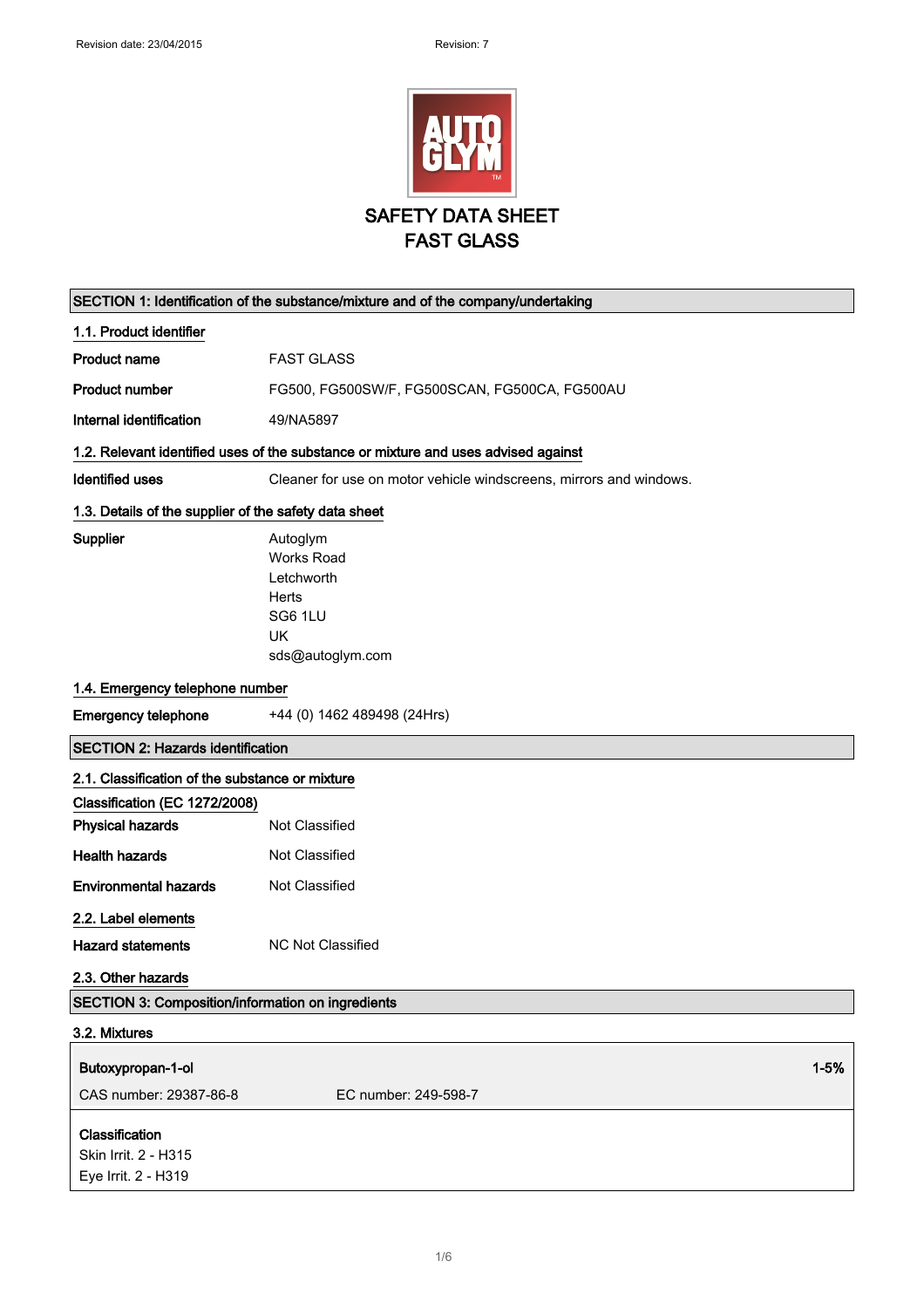Revision date: 23/04/2015 Revision: 7

# SAFETY DATA SHEET
# FAST GLASS

## SECTION 1: Identification of the substance/mixture and of the company/undertaking

### 1.1. Product identifier

**Product name** FAST GLASS

**Product number** FG500, FG500SW/F, FG500SCAN, FG500CA, FG500AU

**Internal identification** 49/NA5897

### 1.2. Relevant identified uses of the substance or mixture and uses advised against

**Identified uses** Cleaner for use on motor vehicle windscreens, mirrors and windows.

### 1.3. Details of the supplier of the safety data sheet

**Supplier**
Autoglym
Works Road
Letchworth
Herts
SG6 1LU
UK
sds@autoglym.com

### 1.4. Emergency telephone number

**Emergency telephone** +44 (0) 1462 489498 (24Hrs)

## SECTION 2: Hazards identification

### 2.1. Classification of the substance or mixture

**Classification (EC 1272/2008)**

**Physical hazards** Not Classified

**Health hazards** Not Classified

**Environmental hazards** Not Classified

### 2.2. Label elements

**Hazard statements** NC Not Classified

### 2.3. Other hazards

## SECTION 3: Composition/information on ingredients

### 3.2. Mixtures

**Butoxypropan-1-ol** 1-5%

CAS number: 29387-86-8 EC number: 249-598-7

**Classification**
Skin Irrit. 2 - H315
Eye Irrit. 2 - H319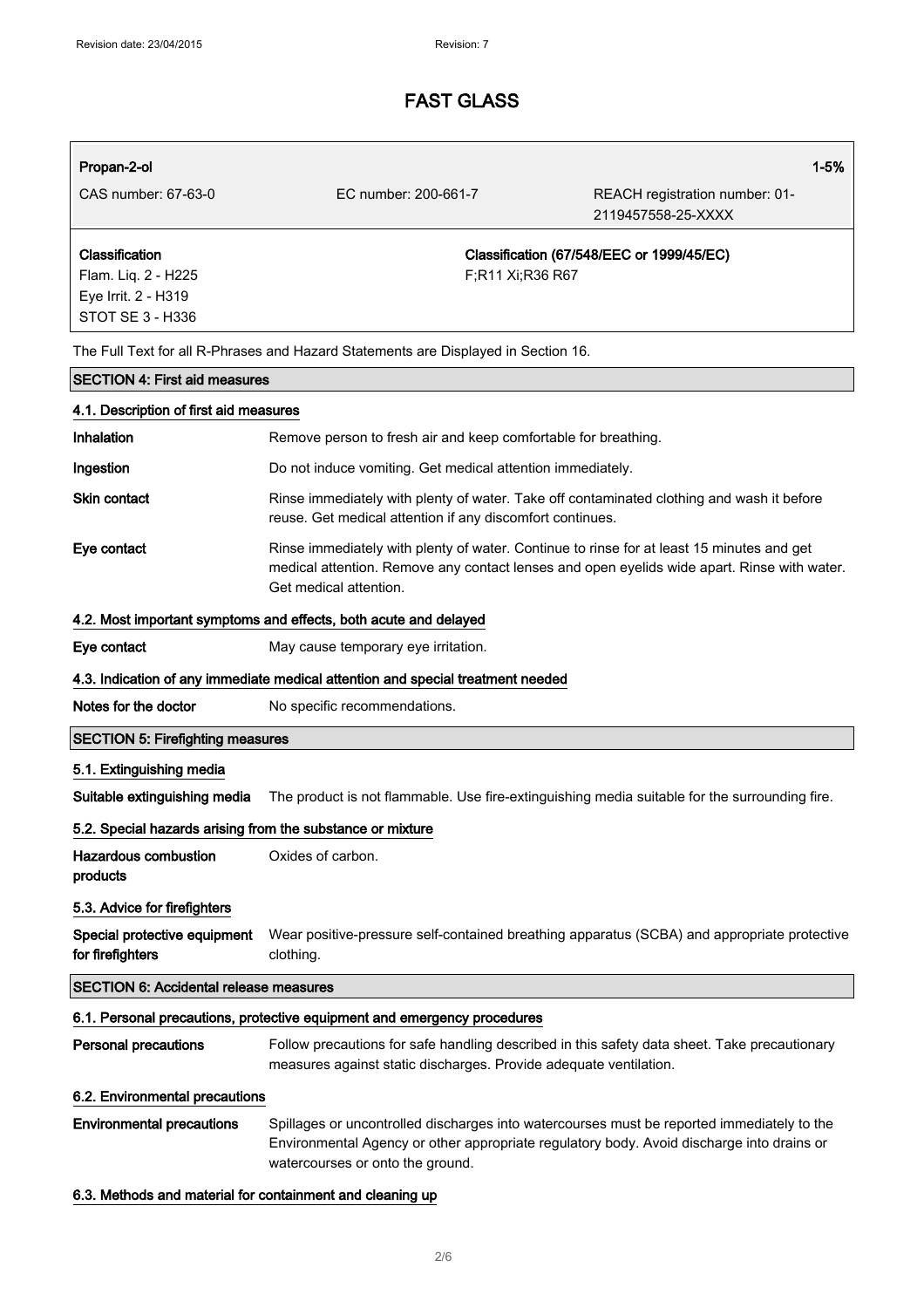| Propan-2-ol | | 1-5% |
|---|---|---|
| CAS number: 67-63-0 | EC number: 200-661-7 | REACH registration number: 01-2119457558-25-XXXX |
| **Classification**<br>Flam. Liq. 2 - H225<br>Eye Irrit. 2 - H319<br>STOT SE 3 - H336 | **Classification (67/548/EEC or 1999/45/EC)**<br>F;R11 Xi;R36 R67 | |

The Full Text for all R-Phrases and Hazard Statements are Displayed in Section 16.

## SECTION 4: First aid measures

### 4.1. Description of first aid measures

**Inhalation** Remove person to fresh air and keep comfortable for breathing.

**Ingestion** Do not induce vomiting. Get medical attention immediately.

**Skin contact** Rinse immediately with plenty of water. Take off contaminated clothing and wash it before reuse. Get medical attention if any discomfort continues.

**Eye contact** Rinse immediately with plenty of water. Continue to rinse for at least 15 minutes and get medical attention. Remove any contact lenses and open eyelids wide apart. Rinse with water. Get medical attention.

### 4.2. Most important symptoms and effects, both acute and delayed

**Eye contact** May cause temporary eye irritation.

### 4.3. Indication of any immediate medical attention and special treatment needed

**Notes for the doctor** No specific recommendations.

## SECTION 5: Firefighting measures

### 5.1. Extinguishing media

**Suitable extinguishing media** The product is not flammable. Use fire-extinguishing media suitable for the surrounding fire.

### 5.2. Special hazards arising from the substance or mixture

**Hazardous combustion products** Oxides of carbon.

### 5.3. Advice for firefighters

**Special protective equipment for firefighters** Wear positive-pressure self-contained breathing apparatus (SCBA) and appropriate protective clothing.

## SECTION 6: Accidental release measures

### 6.1. Personal precautions, protective equipment and emergency procedures

**Personal precautions** Follow precautions for safe handling described in this safety data sheet. Take precautionary measures against static discharges. Provide adequate ventilation.

### 6.2. Environmental precautions

**Environmental precautions** Spillages or uncontrolled discharges into watercourses must be reported immediately to the Environmental Agency or other appropriate regulatory body. Avoid discharge into drains or watercourses or onto the ground.

### 6.3. Methods and material for containment and cleaning up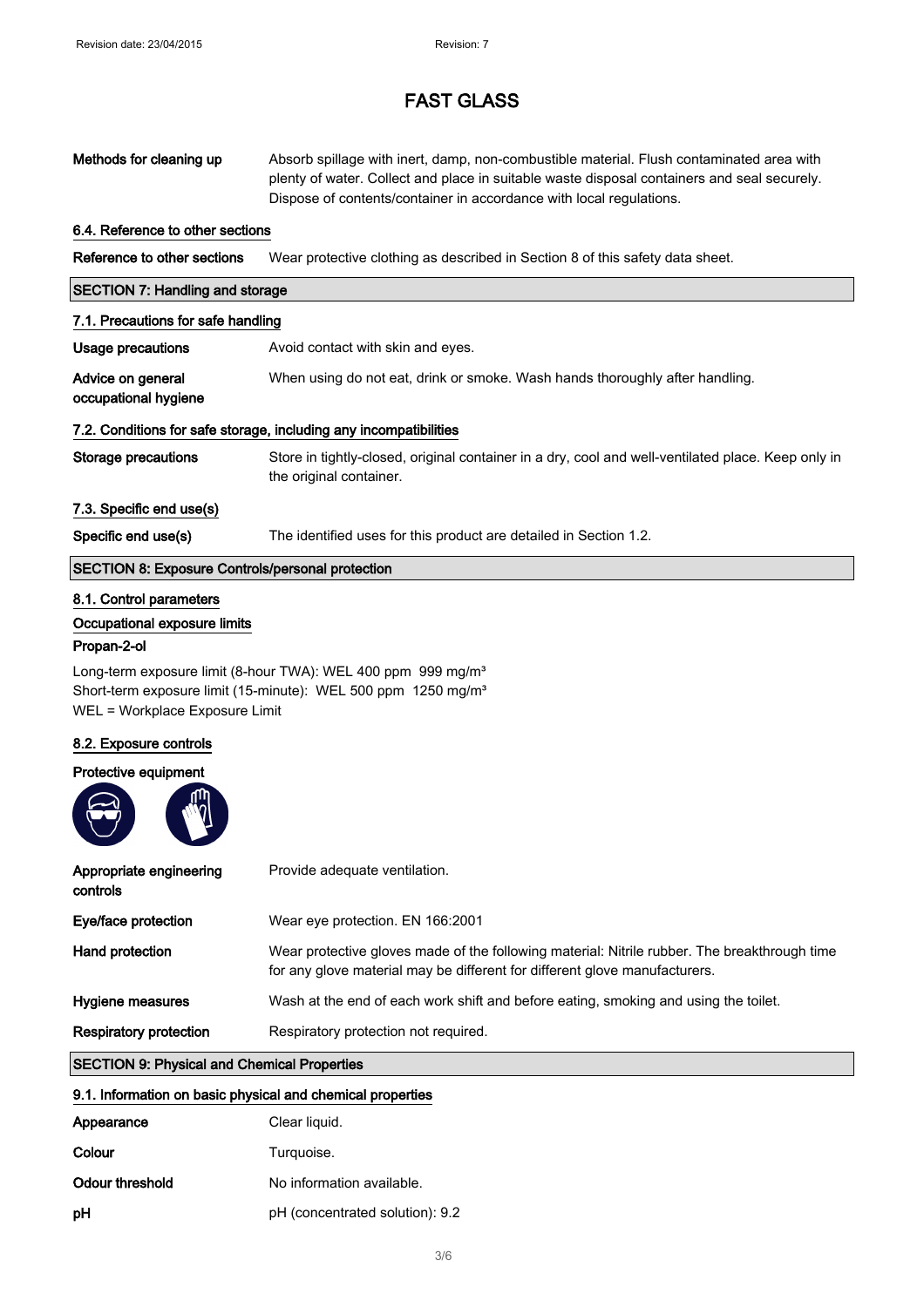# FAST GLASS

| | |
|---|---|
| **Methods for cleaning up** | Absorb spillage with inert, damp, non-combustible material. Flush contaminated area with plenty of water. Collect and place in suitable waste disposal containers and seal securely. Dispose of contents/container in accordance with local regulations. |

### 6.4. Reference to other sections

| | |
|---|---|
| **Reference to other sections** | Wear protective clothing as described in Section 8 of this safety data sheet. |

## SECTION 7: Handling and storage

### 7.1. Precautions for safe handling

| | |
|---|---|
| **Usage precautions** | Avoid contact with skin and eyes. |
| **Advice on general occupational hygiene** | When using do not eat, drink or smoke. Wash hands thoroughly after handling. |

### 7.2. Conditions for safe storage, including any incompatibilities

| | |
|---|---|
| **Storage precautions** | Store in tightly-closed, original container in a dry, cool and well-ventilated place. Keep only in the original container. |

### 7.3. Specific end use(s)

| | |
|---|---|
| **Specific end use(s)** | The identified uses for this product are detailed in Section 1.2. |

## SECTION 8: Exposure Controls/personal protection

### 8.1. Control parameters

**Occupational exposure limits**

**Propan-2-ol**

Long-term exposure limit (8-hour TWA): WEL 400 ppm 999 mg/m³
Short-term exposure limit (15-minute): WEL 500 ppm 1250 mg/m³
WEL = Workplace Exposure Limit

### 8.2. Exposure controls

**Protective equipment**

| | |
|---|---|
| **Appropriate engineering controls** | Provide adequate ventilation. |
| **Eye/face protection** | Wear eye protection. EN 166:2001 |
| **Hand protection** | Wear protective gloves made of the following material: Nitrile rubber. The breakthrough time for any glove material may be different for different glove manufacturers. |
| **Hygiene measures** | Wash at the end of each work shift and before eating, smoking and using the toilet. |
| **Respiratory protection** | Respiratory protection not required. |

## SECTION 9: Physical and Chemical Properties

### 9.1. Information on basic physical and chemical properties

| | |
|---|---|
| **Appearance** | Clear liquid. |
| **Colour** | Turquoise. |
| **Odour threshold** | No information available. |
| **pH** | pH (concentrated solution): 9.2 |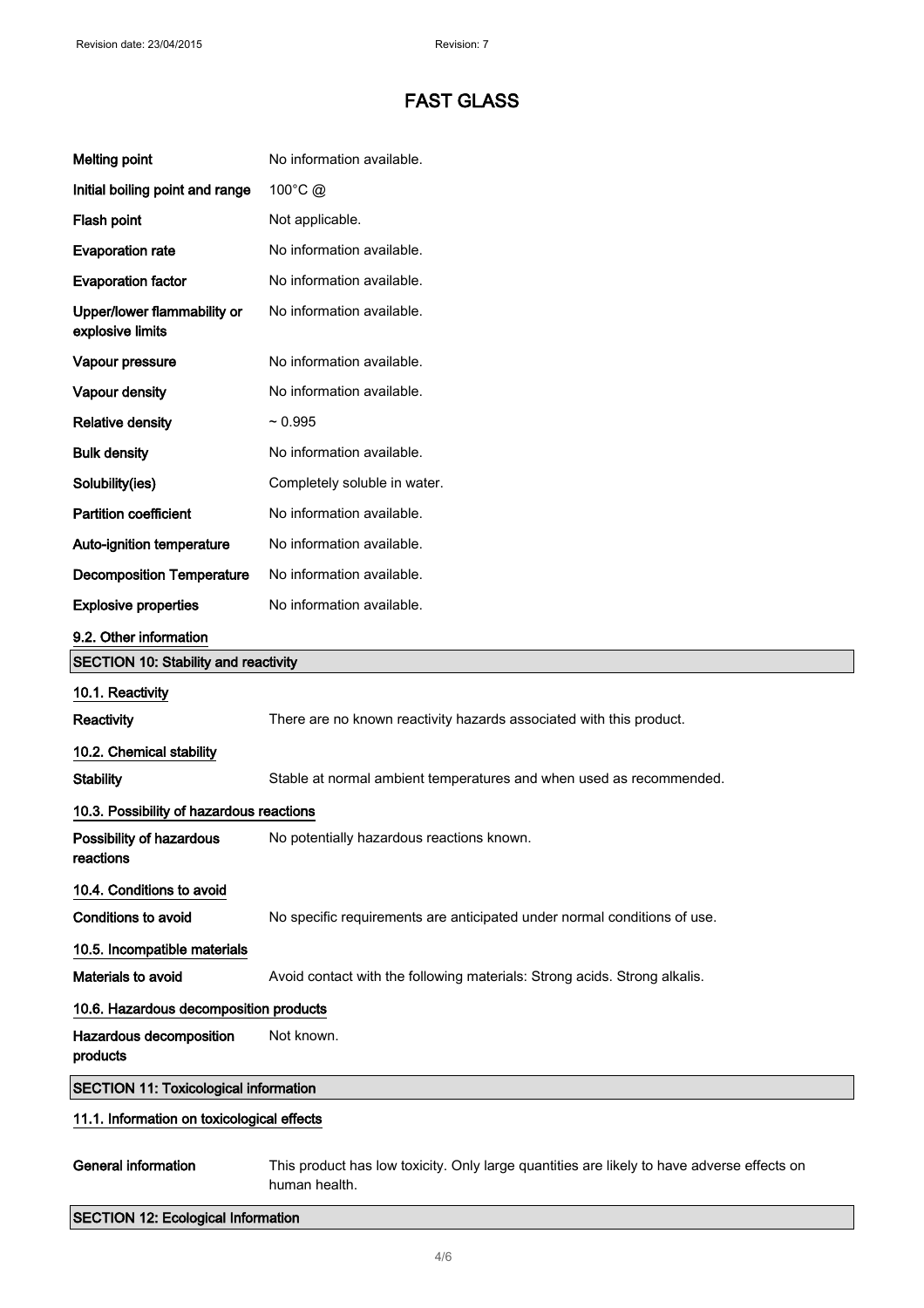# FAST GLASS

| | |
|---|---|
| **Melting point** | No information available. |
| **Initial boiling point and range** | 100°C @ |
| **Flash point** | Not applicable. |
| **Evaporation rate** | No information available. |
| **Evaporation factor** | No information available. |
| **Upper/lower flammability or explosive limits** | No information available. |
| **Vapour pressure** | No information available. |
| **Vapour density** | No information available. |
| **Relative density** | ~ 0.995 |
| **Bulk density** | No information available. |
| **Solubility(ies)** | Completely soluble in water. |
| **Partition coefficient** | No information available. |
| **Auto-ignition temperature** | No information available. |
| **Decomposition Temperature** | No information available. |
| **Explosive properties** | No information available. |

### 9.2. Other information

## SECTION 10: Stability and reactivity

### 10.1. Reactivity

**Reactivity** There are no known reactivity hazards associated with this product.

### 10.2. Chemical stability

**Stability** Stable at normal ambient temperatures and when used as recommended.

### 10.3. Possibility of hazardous reactions

**Possibility of hazardous reactions** No potentially hazardous reactions known.

### 10.4. Conditions to avoid

**Conditions to avoid** No specific requirements are anticipated under normal conditions of use.

### 10.5. Incompatible materials

**Materials to avoid** Avoid contact with the following materials: Strong acids. Strong alkalis.

### 10.6. Hazardous decomposition products

**Hazardous decomposition products** Not known.

## SECTION 11: Toxicological information

### 11.1. Information on toxicological effects

**General information** This product has low toxicity. Only large quantities are likely to have adverse effects on human health.

## SECTION 12: Ecological Information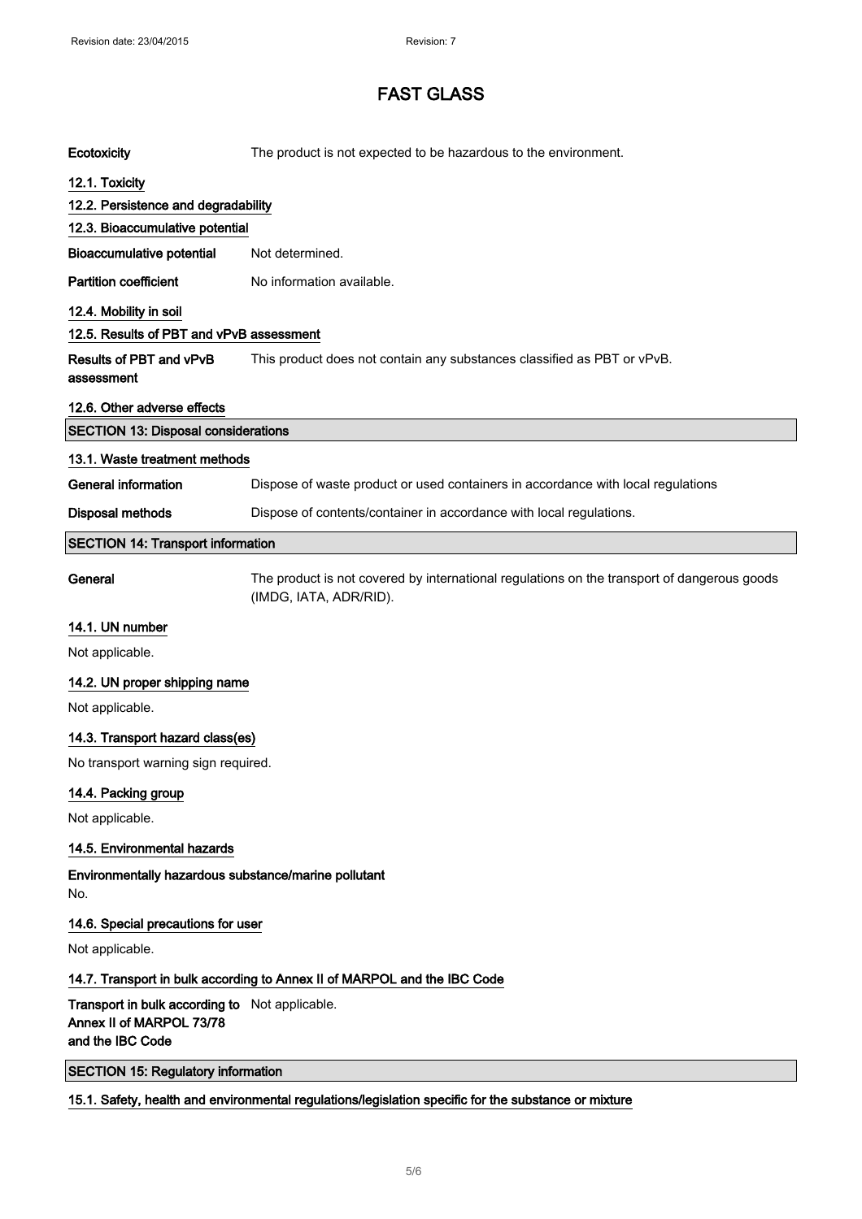**Ecotoxicity** The product is not expected to be hazardous to the environment.

### 12.1. Toxicity

### 12.2. Persistence and degradability

### 12.3. Bioaccumulative potential

**Bioaccumulative potential** Not determined.

**Partition coefficient** No information available.

### 12.4. Mobility in soil

### 12.5. Results of PBT and vPvB assessment

**Results of PBT and vPvB assessment** This product does not contain any substances classified as PBT or vPvB.

### 12.6. Other adverse effects

## SECTION 13: Disposal considerations

### 13.1. Waste treatment methods

**General information** Dispose of waste product or used containers in accordance with local regulations

**Disposal methods** Dispose of contents/container in accordance with local regulations.

## SECTION 14: Transport information

**General** The product is not covered by international regulations on the transport of dangerous goods (IMDG, IATA, ADR/RID).

### 14.1. UN number

Not applicable.

### 14.2. UN proper shipping name

Not applicable.

### 14.3. Transport hazard class(es)

No transport warning sign required.

### 14.4. Packing group

Not applicable.

### 14.5. Environmental hazards

**Environmentally hazardous substance/marine pollutant**

No.

### 14.6. Special precautions for user

Not applicable.

### 14.7. Transport in bulk according to Annex II of MARPOL and the IBC Code

**Transport in bulk according to Annex II of MARPOL 73/78 and the IBC Code** Not applicable.

## SECTION 15: Regulatory information

### 15.1. Safety, health and environmental regulations/legislation specific for the substance or mixture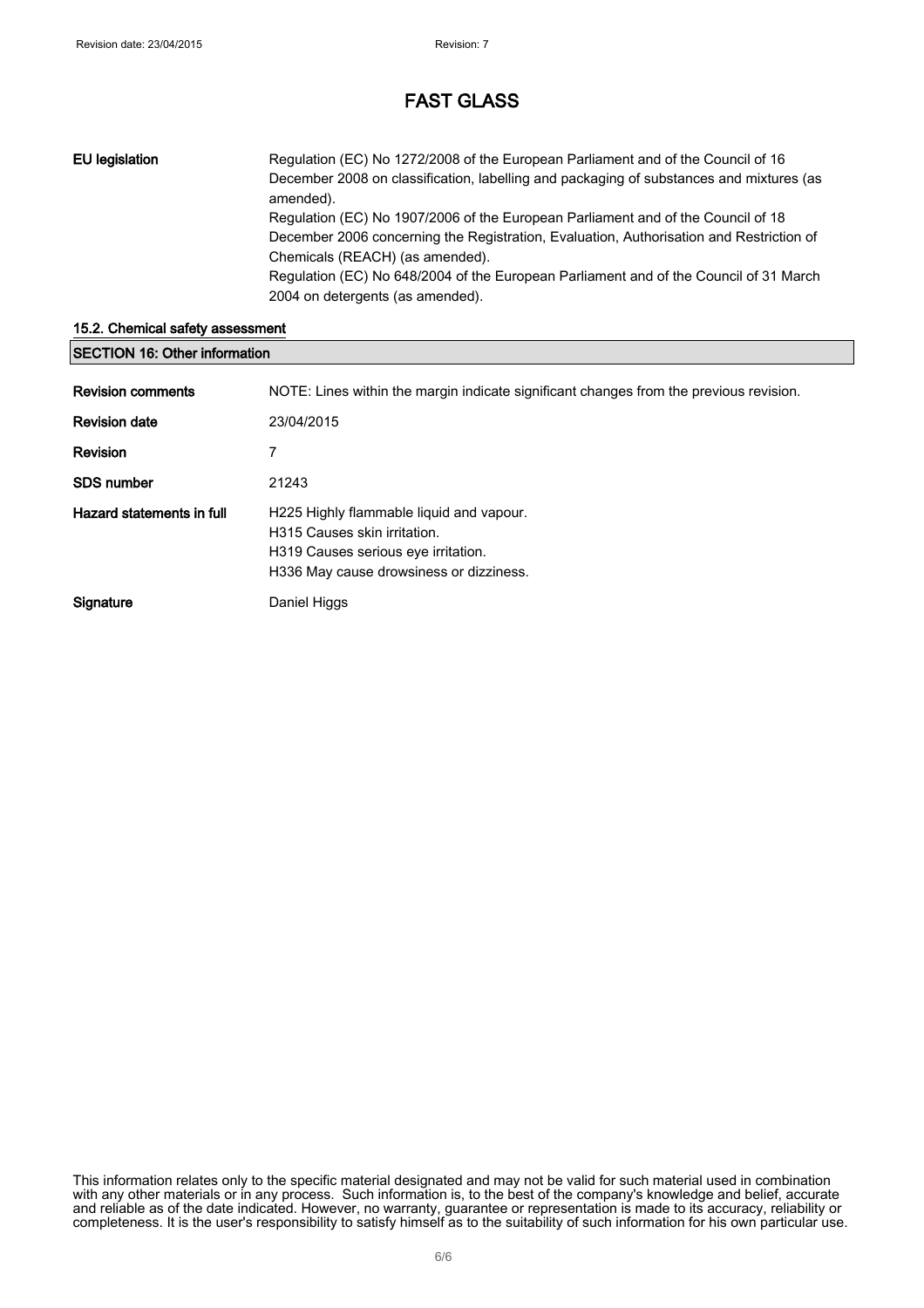# FAST GLASS

| | |
|---|---|
| **EU legislation** | Regulation (EC) No 1272/2008 of the European Parliament and of the Council of 16 December 2008 on classification, labelling and packaging of substances and mixtures (as amended). Regulation (EC) No 1907/2006 of the European Parliament and of the Council of 18 December 2006 concerning the Registration, Evaluation, Authorisation and Restriction of Chemicals (REACH) (as amended). Regulation (EC) No 648/2004 of the European Parliament and of the Council of 31 March 2004 on detergents (as amended). |

### 15.2. Chemical safety assessment

## SECTION 16: Other information

| | |
|---|---|
| **Revision comments** | NOTE: Lines within the margin indicate significant changes from the previous revision. |
| **Revision date** | 23/04/2015 |
| **Revision** | 7 |
| **SDS number** | 21243 |
| **Hazard statements in full** | H225 Highly flammable liquid and vapour.<br>H315 Causes skin irritation.<br>H319 Causes serious eye irritation.<br>H336 May cause drowsiness or dizziness. |
| **Signature** | Daniel Higgs |

This information relates only to the specific material designated and may not be valid for such material used in combination with any other materials or in any process. Such information is, to the best of the company's knowledge and belief, accurate and reliable as of the date indicated. However, no warranty, guarantee or representation is made to its accuracy, reliability or completeness. It is the user's responsibility to satisfy himself as to the suitability of such information for his own particular use.